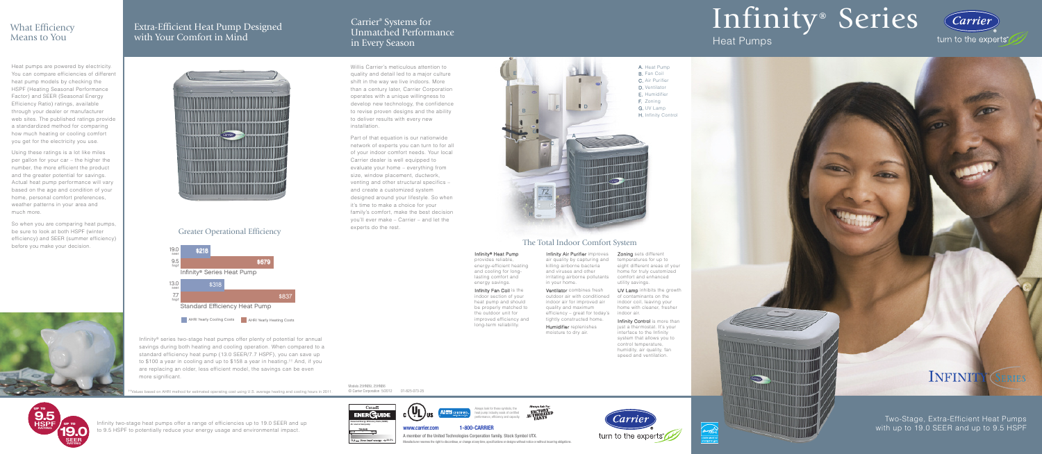## What Efficiency Means to You

Heat pumps are powered by electricity. You can compare efficiencies of different heat pump models by checking the HSPF (Heating Seasonal Performance Factor) and SEER (Seasonal Energy Efficiency Ratio) ratings, available through your dealer or manufacturer web sites. The published ratings provide a standardized method for comparing how much heating or cooling comfort you get for the electricity you use.

Using these ratings is a lot like miles per gallon for your car – the higher the number, the more efficient the product and the greater potential for savings. Actual heat pump performance will vary based on the age and condition of your home, personal comfort preferences, weather patterns in your area and much more.

So when you are comparing heat pumps, be sure to look at both HSPF (winter efficiency) and SEER (summer efficiency) before you make your decision.

UP TO 9.5 HSPF RATING

UP TO 19.0 SEER RATING

Infinity two-stage heat pumps offer a range of efficiencies up to 19.0 SEER and up to 9.5 HSPF to potentially reduce your energy usage and environmental impact.

## Extra-Efficient Heat Pump Designed with Your Comfort in Mind

### Greater Operational Efficiency

| Rating | Cost |
|---|---|
| 19.0 SEER | $216 |
| 9.5 HSPF | $679 |

Infinity® Series Heat Pump

| Rating | Cost |
|---|---|
| 13.0 SEER | $318 |
| 7.7 HSPF | $837 |

Standard Efficiency Heat Pump

AHRI Yearly Cooling Costs | AHRI Yearly Heating Costs

Infinity® series two-stage heat pumps offer plenty of potential for annual savings during both heating and cooling operation. When compared to a standard efficiency heat pump (13.0 SEER/7.7 HSPF), you can save up to $100 a year in cooling and up to $158 a year in heating.[†] And, if you are replacing an older, less efficient model, the savings can be even more significant.

[†] Values based on AHRI method for estimated operating cost using U.S. average heating and cooling hours in 2011.

## Carrier® Systems for Unmatched Performance in Every Season

Willis Carrier's meticulous attention to quality and detail led to a major culture shift in the way we live indoors. More than a century later, Carrier Corporation operates with a unique willingness to develop new technology, the confidence to revise proven designs and the ability to deliver results with every new installation.

Part of that equation is our nationwide network of experts you can turn to for all of your indoor comfort needs. Your local Carrier dealer is well equipped to evaluate your home – everything from size, window placement, ductwork, venting and other structural specifics – and create a customized system designed around your lifestyle. So when it's time to make a choice for your family's comfort, make the best decision you'll ever make – Carrier – and let the experts do the rest.

Models 25HNB9, 25HNB6
© Carrier Corporation 5/2012 01-825-073-03

A. Heat Pump
B. Fan Coil
C. Air Purifier
D. Ventilator
E. Humidifier
F. Zoning
G. UV Lamp
H. Infinity Control

### The Total Indoor Comfort System

**Infinity® Heat Pump** provides reliable, energy-efficient heating and cooling for long-lasting comfort and energy savings.

**Infinity Fan Coil** is the indoor section of your heat pump and should be properly matched to the outdoor unit for improved efficiency and long-term reliability.

**Infinity Air Purifier** improves air quality by capturing and killing airborne bacteria and viruses and other irritating airborne pollutants in your home.

**Ventilator** combines fresh outdoor air with conditioned indoor air for improved air quality and maximum efficiency – great for today's tightly constructed home.

**Humidifier** replenishes moisture to dry air.

**Zoning** sets different temperatures for up to eight different areas of your home for truly customized comfort and enhanced utility savings.

**UV Lamp** inhibits the growth of contaminants on the indoor coil, leaving your home with cleaner, fresher indoor air.

**Infinity Control** is more than just a thermostat. It's your interface to the Infinity system that allows you to control temperature, humidity, air quality, fan speed and ventilation.

Always look for these symbols, the heat pump industry seals of certified performance, efficiency and capacity.

Always Ask For FACTORY AUTHORIZED PARTS

www.carrier.com 1-800-CARRIER

A member of the United Technologies Corporation family. Stock Symbol UTX.

Manufacturer reserves the right to discontinue, or change at any time, specifications or designs without notice or without incurring obligations.

Carrier — turn to the experts

# Infinity® Series

## Heat Pumps

Carrier — turn to the experts

INFINITY SERIES

Two-Stage, Extra-Efficient Heat Pumps with up to 19.0 SEER and up to 9.5 HSPF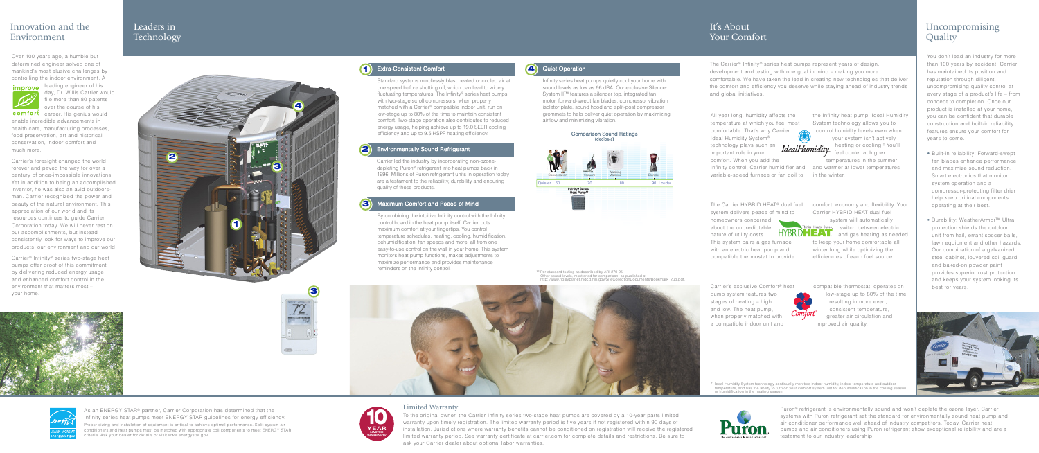## Innovation and the Environment

Over 100 years ago, a humble but determined engineer solved one of mankind's most elusive challenges by controlling the indoor environment. A leading engineer of his day, Dr. Willis Carrier would file more than 80 patents over the course of his career. His genius would enable incredible advancements in health care, manufacturing processes, food preservation, art and historical conservation, indoor comfort and much more.

Carrier's foresight changed the world forever and paved the way for over a century of once-impossible innovations. Yet in addition to being an accomplished inventor, he was also an avid outdoorsman. Carrier recognized the power and beauty of the natural environment. This appreciation of our world and its resources continues to guide Carrier Corporation today. We will never rest on our accomplishments, but instead consistently look for ways to improve our products, our environment and our world.

Carrier® Infinity® series two-stage heat pumps offer proof of this commitment by delivering reduced energy usage and enhanced comfort control in the environment that matters most – your home.

## Leaders in Technology

### 1 Extra-Consistent Comfort

Standard systems mindlessly blast heated or cooled air at one speed before shutting off, which can lead to widely fluctuating temperatures. The Infinity® series heat pumps with two-stage scroll compressors, when properly matched with a Carrier® compatible indoor unit, run on low-stage up to 80% of the time to maintain consistent comfort. Two-stage operation also contributes to reduced energy usage, helping achieve up to 19.0 SEER cooling efficiency and up to 9.5 HSPF heating efficiency.

### 2 Environmentally Sound Refrigerant

Carrier led the industry by incorporating non-ozone-depleting Puron® refrigerant into heat pumps back in 1996. Millions of Puron refrigerant units in operation today are a testament to the reliability, durability and enduring quality of these products.

### 3 Maximum Comfort and Peace of Mind

By combining the intuitive Infinity control with the Infinity control board in the heat pump itself, Carrier puts maximum comfort at your fingertips. You control temperature schedules, heating, cooling, humidification, dehumidification, fan speeds and more, all from one easy-to-use control on the wall in your home. This system monitors heat pump functions, makes adjustments to maximize performance and provides maintenance reminders on the Infinity control.

### 4 Quiet Operation

Infinity series heat pumps quietly cool your home with sound levels as low as 66 dBA. Our exclusive Silencer System II™ features a silencer top, integrated fan motor, forward-swept fan blades, compressor vibration isolator plate, sound hood and split-post compressor grommets to help deliver quiet operation by maximizing airflow and minimizing vibration.

**Comparison Sound Ratings (decibels)**

Quieter 60 – Conversation – Vacuum 70 – Washing Machine 80 – Blender 90 Louder

Infinity® Series Heat Pump**

** Per standard testing as described by ARI 270-95. Other sound levels, mentioned for comparison, as published at http://www.noisyplanet.nidcd.nih.gov/SiteCollectionDocuments/Bookmark_2up.pdf.

## It's About Your Comfort

The Carrier® Infinity® series heat pumps represent years of design, development and testing with one goal in mind – making you more comfortable. We have taken the lead in creating new technologies that deliver the comfort and efficiency you deserve while staying ahead of industry trends and global initiatives.

All year long, humidity affects the temperature at which you feel most comfortable. That's why Carrier Ideal Humidity System® technology plays such an important role in your comfort. When you add the Infinity control, Carrier humidifier and variable-speed furnace or fan coil to the Infinity heat pump, Ideal Humidity System technology allows you to control humidity levels even when your system isn't actively heating or cooling.[1] You'll feel cooler at higher temperatures in the summer and warmer at lower temperatures in the winter.

The Carrier HYBRID HEAT® dual fuel system delivers peace of mind to homeowners concerned about the unpredictable nature of utility costs. This system pairs a gas furnace with an electric heat pump and compatible thermostat to provide comfort, economy and flexibility. Your Carrier HYBRID HEAT dual fuel system will automatically switch between electric and gas heating as needed to keep your home comfortable all winter long while optimizing the efficiencies of each fuel source.

Carrier's exclusive Comfort® heat pump system features two stages of heating – high and low. The heat pump, when properly matched with a compatible indoor unit and compatible thermostat, operates on low-stage up to 80% of the time, resulting in more even, consistent temperature, greater air circulation and improved air quality.

[1] Ideal Humidity System technology continually monitors indoor humidity, indoor temperature and outdoor temperature, and has the ability to turn on your comfort system just for dehumidification in the cooling season or humidification in the heating season.

## Uncompromising Quality

You don't lead an industry for more than 100 years by accident. Carrier has maintained its position and reputation through diligent, uncompromising quality control at every stage of a product's life – from concept to completion. Once our product is installed at your home, you can be confident that durable construction and built-in reliability features ensure your comfort for years to come.

- Built-in reliability: Forward-swept fan blades enhance performance and maximize sound reduction. Smart electronics that monitor system operation and a compressor-protecting filter drier help keep critical components operating at their best.
- Durability: WeatherArmor™ Ultra protection shields the outdoor unit from hail, errant soccer balls, lawn equipment and other hazards. Our combination of a galvanized steel cabinet, louvered coil guard and baked-on powder paint provides superior rust protection and keeps your system looking its best for years.

As an ENERGY STAR® partner, Carrier Corporation has determined that the Infinity series heat pumps meet ENERGY STAR guidelines for energy efficiency. Proper sizing and installation of equipment is critical to achieve optimal performance. Split system air conditioners and heat pumps must be matched with appropriate coil components to meet ENERGY STAR criteria. Ask your dealer for details or visit www.energystar.gov.

### Limited Warranty

To the original owner, the Carrier Infinity series two-stage heat pumps are covered by a 10-year parts limited warranty upon timely registration. The limited warranty period is five years if not registered within 90 days of installation. Jurisdictions where warranty benefits cannot be conditioned on registration will receive the registered limited warranty period. See warranty certificate at carrier.com for complete details and restrictions. Be sure to ask your Carrier dealer about optional labor warranties.

Puron® refrigerant is environmentally sound and won't deplete the ozone layer. Carrier systems with Puron refrigerant set the standard for environmentally sound heat pump and air conditioner performance well ahead of industry competitors. Today, Carrier heat pumps and air conditioners using Puron refrigerant show exceptional reliability and are a testament to our industry leadership.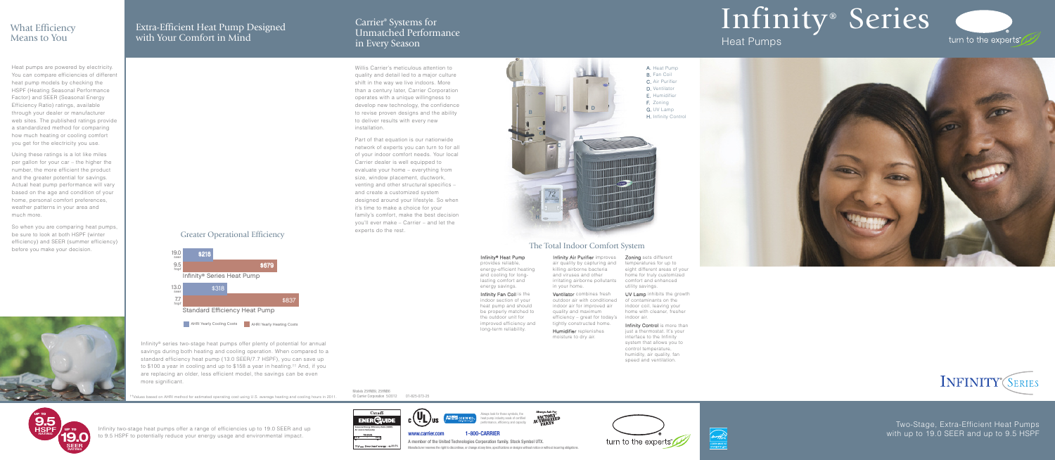## What Efficiency Means to You

Heat pumps are powered by electricity. You can compare efficiencies of different heat pump models by checking the HSPF (Heating Seasonal Performance Factor) and SEER (Seasonal Energy Efficiency Ratio) ratings, available through your dealer or manufacturer web sites. The published ratings provide a standardized method for comparing how much heating or cooling comfort you get for the electricity you use.

Using these ratings is a lot like miles per gallon for your car – the higher the number, the more efficient the product and the greater potential for savings. Actual heat pump performance will vary based on the age and condition of your home, personal comfort preferences, weather patterns in your area and much more.

So when you are comparing heat pumps, be sure to look at both HSPF (winter efficiency) and SEER (summer efficiency) before you make your decision.

UP TO 9.5 HSPF RATING

UP TO 19.0 SEER RATING

Infinity two-stage heat pumps offer a range of efficiencies up to 19.0 SEER and up to 9.5 HSPF to potentially reduce your energy usage and environmental impact.

## Extra-Efficient Heat Pump Designed with Your Comfort in Mind

### Greater Operational Efficiency

19.0 seer
$218
9.5 hspf
$679
Infinity® Series Heat Pump
13.0 seer
$318
7.7 hspf
$837
Standard Efficiency Heat Pump
AHRI Yearly Cooling Costs
AHRI Yearly Heating Costs

Infinity® series two-stage heat pumps offer plenty of potential for annual savings during both heating and cooling operation. When compared to a standard efficiency heat pump (13.0 SEER/7.7 HSPF), you can save up to $100 a year in cooling and up to $158 a year in heating.[††] And, if you are replacing an older, less efficient model, the savings can be even more significant.

[††] Values based on AHRI method for estimated operating cost using U.S. average heating and cooling hours in 2011.

## Carrier® Systems for Unmatched Performance in Every Season

Willis Carrier's meticulous attention to quality and detail led to a major culture shift in the way we live indoors. More than a century later, Carrier Corporation operates with a unique willingness to develop new technology, the confidence to revise proven designs and the ability to deliver results with every new installation.

Part of that equation is our nationwide network of experts you can turn to for all of your indoor comfort needs. Your local Carrier dealer is well equipped to evaluate your home – everything from size, window placement, ductwork, venting and other structural specifics – and create a customized system designed around your lifestyle. So when it's time to make a choice for your family's comfort, make the best decision you'll ever make – Carrier – and let the experts do the rest.

A. Heat Pump
B. Fan Coil
C. Air Purifier
D. Ventilator
E. Humidifier
F. Zoning
G. UV Lamp
H. Infinity Control

### The Total Indoor Comfort System

**Infinity® Heat Pump** provides reliable, energy-efficient heating and cooling for long-lasting comfort and energy savings.

**Infinity Fan Coil** is the indoor section of your heat pump and should be properly matched to the outdoor unit for improved efficiency and long-term reliability.

**Infinity Air Purifier** improves air quality by capturing and killing airborne bacteria and viruses and other irritating airborne pollutants in your home.

**Ventilator** combines fresh outdoor air with conditioned indoor air for improved air quality and maximum efficiency – great for today's tightly constructed homes.

**Humidifier** replenishes moisture to dry air.

**Zoning** sets different temperatures for up to eight different areas of your home for truly customized comfort and enhanced utility savings.

**UV Lamp** inhibits the growth of contaminants on the indoor coil, leaving your home with cleaner, fresher indoor air.

**Infinity Control** is more than just a thermostat. It's your interface to the Infinity system that allows you to control temperature, humidity, air quality, fan speed and ventilation.

Models 25HNB9, 25HNB6
© Carrier Corporation 5/2012 01-825-073-03

www.carrier.com 1-800-CARRIER

A member of the United Technologies Corporation family. Stock Symbol UTX.

Manufacturer reserves the right to discontinue, or change at any time, specifications or designs without notice or without incurring obligations.

Always look for these symbols, the heat pump industry mark of certified performance, efficiency and capacity.

Always Ask For FACTORY AUTHORIZED PARTS

turn to the experts

# Infinity® Series

Heat Pumps

turn to the experts

INFINITY SERIES

Two-Stage, Extra-Efficient Heat Pumps with up to 19.0 SEER and up to 9.5 HSPF